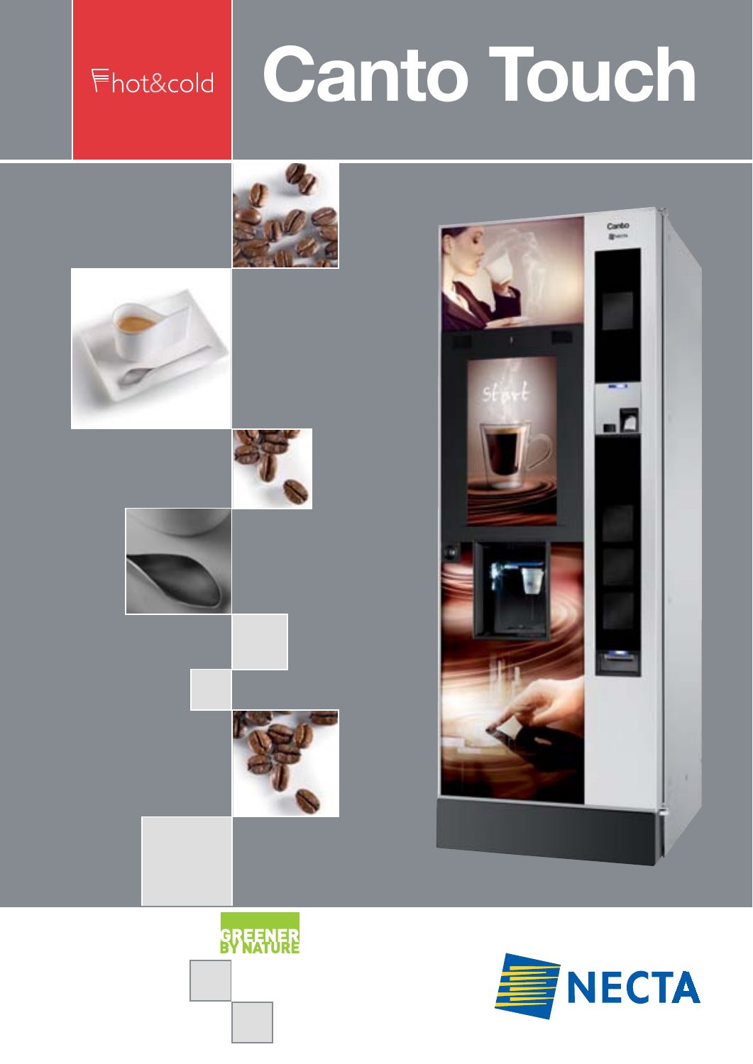hot&cold

# Canto Touch

GREENER BY NATURE

NECTA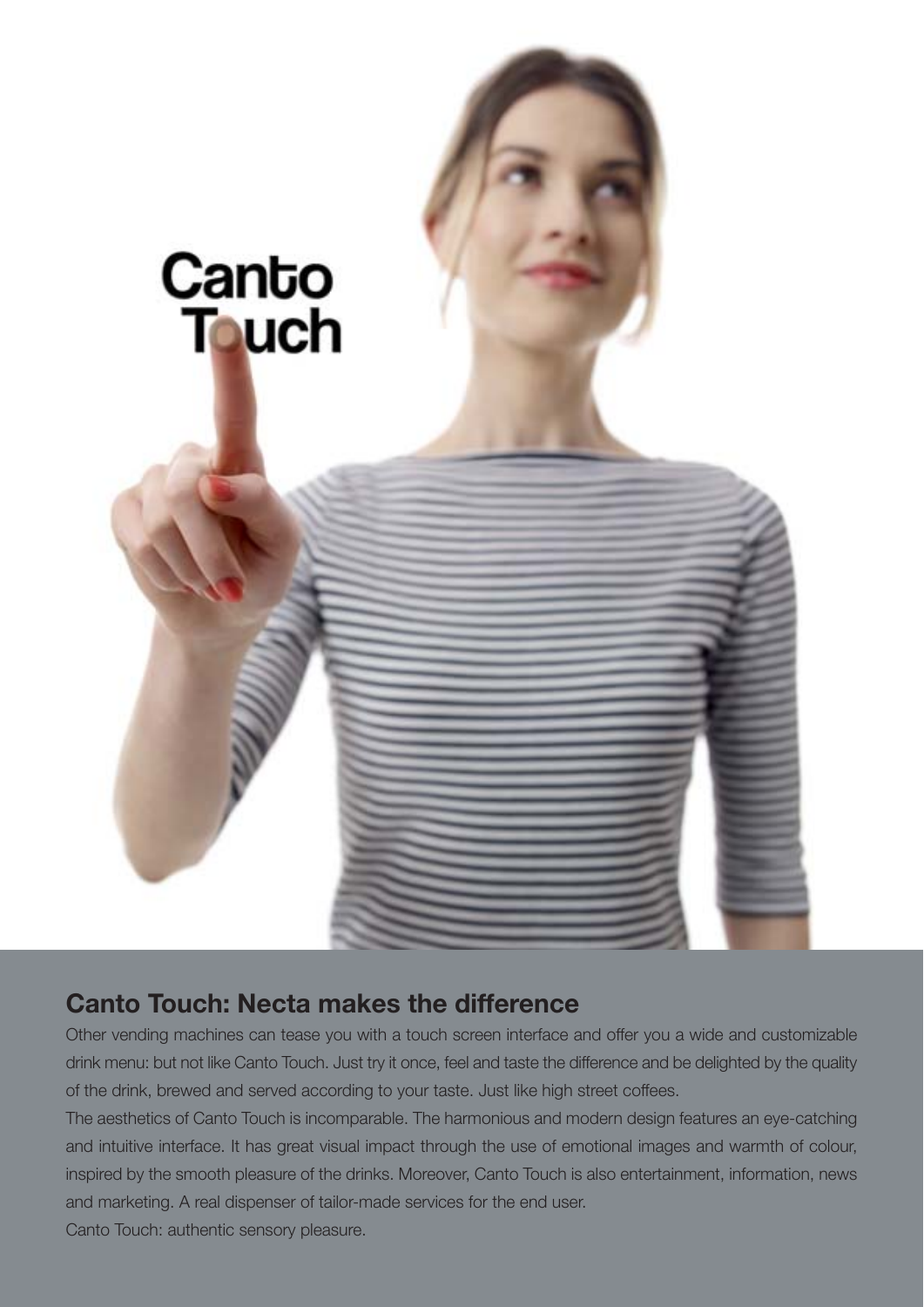Canto Touch

## Canto Touch: Necta makes the difference

Other vending machines can tease you with a touch screen interface and offer you a wide and customizable drink menu: but not like Canto Touch. Just try it once, feel and taste the difference and be delighted by the quality of the drink, brewed and served according to your taste. Just like high street coffees.

The aesthetics of Canto Touch is incomparable. The harmonious and modern design features an eye-catching and intuitive interface. It has great visual impact through the use of emotional images and warmth of colour, inspired by the smooth pleasure of the drinks. Moreover, Canto Touch is also entertainment, information, news and marketing. A real dispenser of tailor-made services for the end user.

Canto Touch: authentic sensory pleasure.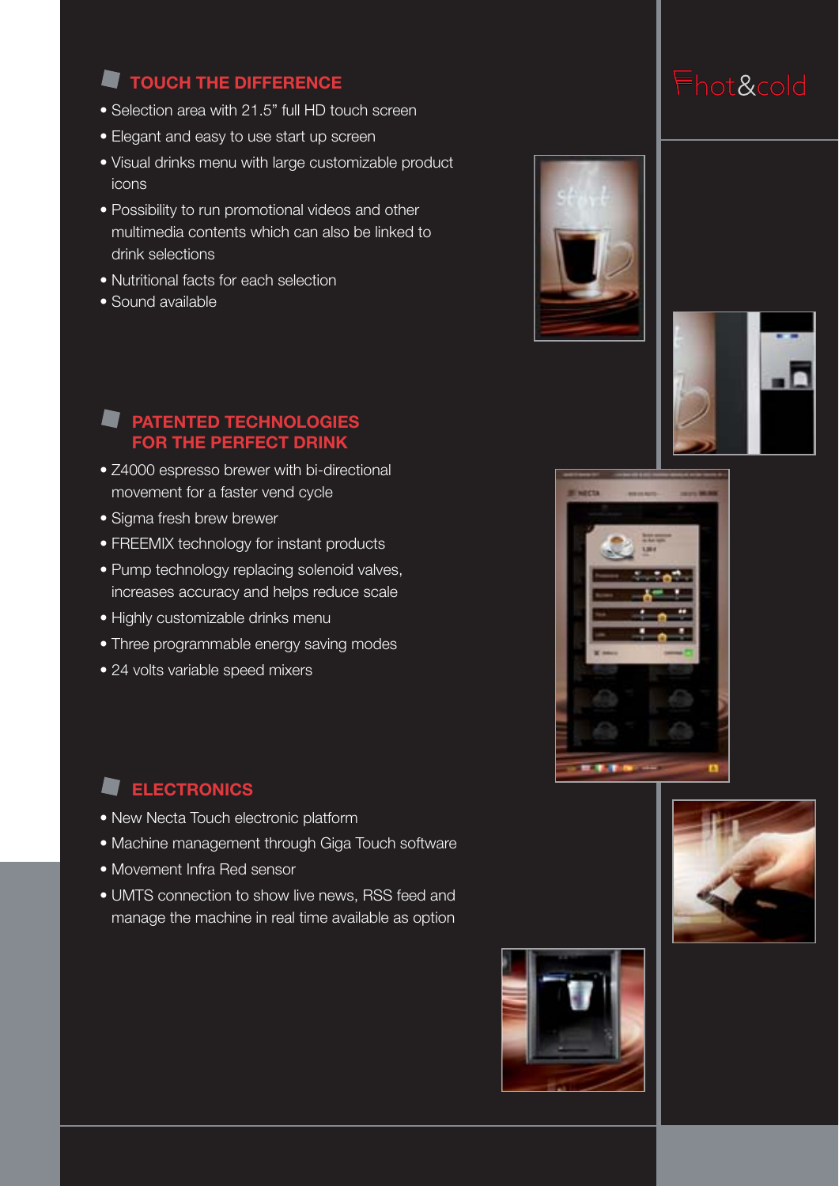## TOUCH THE DIFFERENCE

- Selection area with 21.5" full HD touch screen
- Elegant and easy to use start up screen
- Visual drinks menu with large customizable product icons
- Possibility to run promotional videos and other multimedia contents which can also be linked to drink selections
- Nutritional facts for each selection
- Sound available

## PATENTED TECHNOLOGIES FOR THE PERFECT DRINK

- Z4000 espresso brewer with bi-directional movement for a faster vend cycle
- Sigma fresh brew brewer
- FREEMIX technology for instant products
- Pump technology replacing solenoid valves, increases accuracy and helps reduce scale
- Highly customizable drinks menu
- Three programmable energy saving modes
- 24 volts variable speed mixers

## ELECTRONICS

- New Necta Touch electronic platform
- Machine management through Giga Touch software
- Movement Infra Red sensor
- UMTS connection to show live news, RSS feed and manage the machine in real time available as option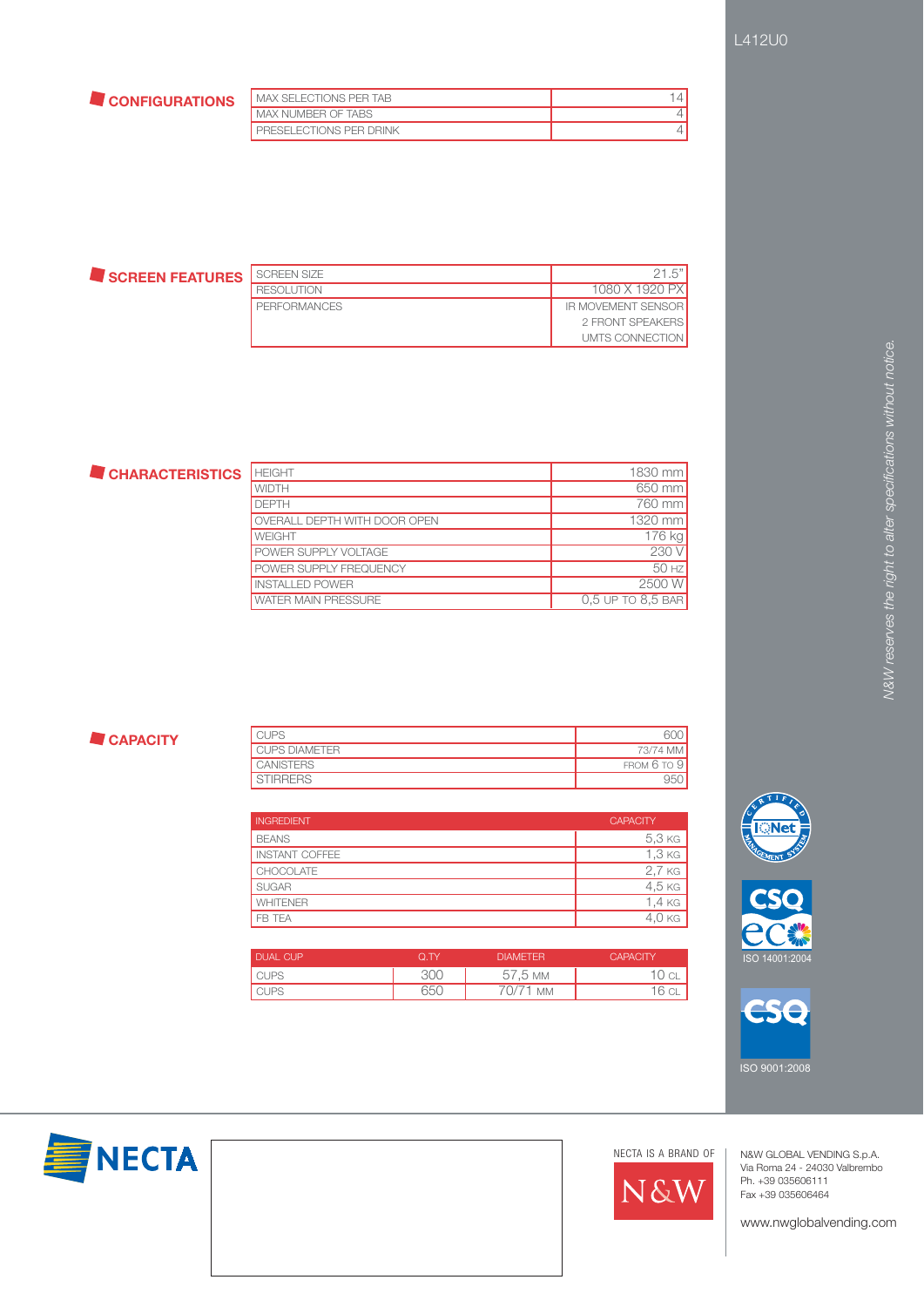L412U0

## CONFIGURATIONS

| | |
|---|---|
| MAX SELECTIONS PER TAB | 14 |
| MAX NUMBER OF TABS | 4 |
| PRESELECTIONS PER DRINK | 4 |

## SCREEN FEATURES

| | |
|---|---|
| SCREEN SIZE | 21.5" |
| RESOLUTION | 1080 X 1920 PX |
| PERFORMANCES | IR MOVEMENT SENSOR<br>2 FRONT SPEAKERS<br>UMTS CONNECTION |

## CHARACTERISTICS

| | |
|---|---|
| HEIGHT | 1830 mm |
| WIDTH | 650 mm |
| DEPTH | 760 mm |
| OVERALL DEPTH WITH DOOR OPEN | 1320 mm |
| WEIGHT | 176 kg |
| POWER SUPPLY VOLTAGE | 230 V |
| POWER SUPPLY FREQUENCY | 50 HZ |
| INSTALLED POWER | 2500 W |
| WATER MAIN PRESSURE | 0,5 UP TO 8,5 BAR |

## CAPACITY

| | |
|---|---|
| CUPS | 600 |
| CUPS DIAMETER | 73/74 MM |
| CANISTERS | FROM 6 TO 9 |
| STIRRERS | 950 |

| INGREDIENT | CAPACITY |
|---|---|
| BEANS | 5,3 KG |
| INSTANT COFFEE | 1,3 KG |
| CHOCOLATE | 2,7 KG |
| SUGAR | 4,5 KG |
| WHITENER | 1,4 KG |
| FB TEA | 4,0 KG |

| DUAL CUP | Q.TY | DIAMETER | CAPACITY |
|---|---|---|---|
| CUPS | 300 | 57,5 MM | 10 CL |
| CUPS | 650 | 70/71 MM | 16 CL |

*N&W reserves the right to alter specifications without notice.*

ISO 14001:2004

ISO 9001:2008

NECTA

NECTA IS A BRAND OF N&W

N&W GLOBAL VENDING S.p.A.
Via Roma 24 - 24030 Valbrembo
Ph. +39 035606111
Fax +39 035606464

www.nwglobalvending.com